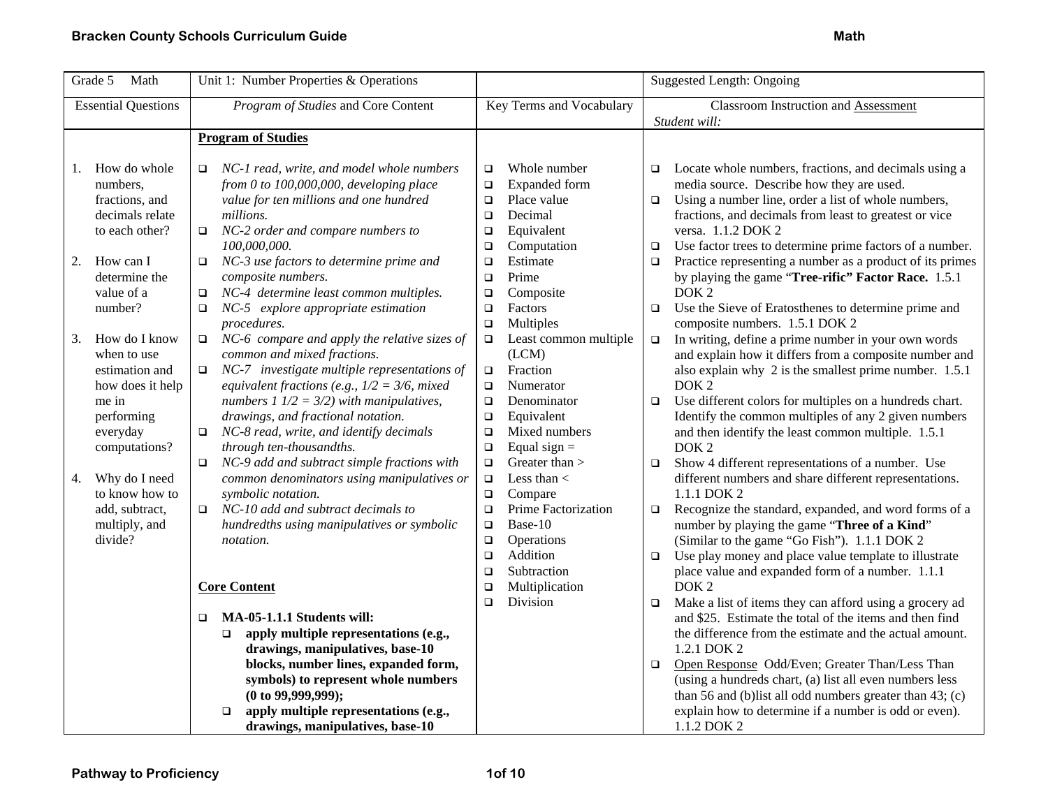| Grade 5 Math | Unit 1: Number Properties & Operations | | Suggested Length: Ongoing |
|---|---|---|---|
| Essential Questions | *Program of Studies* and Core Content | Key Terms and Vocabulary | Classroom Instruction and Assessment<br>*Student will:* |
| 1. How do whole numbers, fractions, and decimals relate to each other?<br><br>2. How can I determine the value of a number?<br><br>3. How do I know when to use estimation and how does it help me in performing everyday computations?<br><br>4. Why do I need to know how to add, subtract, multiply, and divide? | **Program of Studies**<br><br>❑ *NC-1 read, write, and model whole numbers from 0 to 100,000,000, developing place value for ten millions and one hundred millions.*<br>❑ *NC-2 order and compare numbers to 100,000,000.*<br>❑ *NC-3 use factors to determine prime and composite numbers.*<br>❑ *NC-4 determine least common multiples.*<br>❑ *NC-5 explore appropriate estimation procedures.*<br>❑ *NC-6 compare and apply the relative sizes of common and mixed fractions.*<br>❑ *NC-7 investigate multiple representations of equivalent fractions (e.g., 1/2 = 3/6, mixed numbers 1 1/2 = 3/2) with manipulatives, drawings, and fractional notation.*<br>❑ *NC-8 read, write, and identify decimals through ten-thousandths.*<br>❑ *NC-9 add and subtract simple fractions with common denominators using manipulatives or symbolic notation.*<br>❑ *NC-10 add and subtract decimals to hundredths using manipulatives or symbolic notation.*<br><br>**Core Content**<br><br>❑ **MA-05-1.1.1 Students will:**<br>❑ **apply multiple representations (e.g., drawings, manipulatives, base-10 blocks, number lines, expanded form, symbols) to represent whole numbers (0 to 99,999,999);**<br>❑ **apply multiple representations (e.g., drawings, manipulatives, base-10** | ❑ Whole number<br>❑ Expanded form<br>❑ Place value<br>❑ Decimal<br>❑ Equivalent<br>❑ Computation<br>❑ Estimate<br>❑ Prime<br>❑ Composite<br>❑ Factors<br>❑ Multiples<br>❑ Least common multiple (LCM)<br>❑ Fraction<br>❑ Numerator<br>❑ Denominator<br>❑ Equivalent<br>❑ Mixed numbers<br>❑ Equal sign =<br>❑ Greater than ><br>❑ Less than <<br>❑ Compare<br>❑ Prime Factorization<br>❑ Base-10<br>❑ Operations<br>❑ Addition<br>❑ Subtraction<br>❑ Multiplication<br>❑ Division | ❑ Locate whole numbers, fractions, and decimals using a media source. Describe how they are used.<br>❑ Using a number line, order a list of whole numbers, fractions, and decimals from least to greatest or vice versa. 1.1.2 DOK 2<br>❑ Use factor trees to determine prime factors of a number.<br>❑ Practice representing a number as a product of its primes by playing the game "**Tree-rific" Factor Race.** 1.5.1 DOK 2<br>❑ Use the Sieve of Eratosthenes to determine prime and composite numbers. 1.5.1 DOK 2<br>❑ In writing, define a prime number in your own words and explain how it differs from a composite number and also explain why 2 is the smallest prime number. 1.5.1 DOK 2<br>❑ Use different colors for multiples on a hundreds chart. Identify the common multiples of any 2 given numbers and then identify the least common multiple. 1.5.1 DOK 2<br>❑ Show 4 different representations of a number. Use different numbers and share different representations. 1.1.1 DOK 2<br>❑ Recognize the standard, expanded, and word forms of a number by playing the game "**Three of a Kind**" (Similar to the game "Go Fish"). 1.1.1 DOK 2<br>❑ Use play money and place value template to illustrate place value and expanded form of a number. 1.1.1 DOK 2<br>❑ Make a list of items they can afford using a grocery ad and $25. Estimate the total of the items and then find the difference from the estimate and the actual amount. 1.2.1 DOK 2<br>❑ <u>Open Response</u> Odd/Even; Greater Than/Less Than (using a hundreds chart, (a) list all even numbers less than 56 and (b)list all odd numbers greater than 43; (c) explain how to determine if a number is odd or even). 1.1.2 DOK 2 |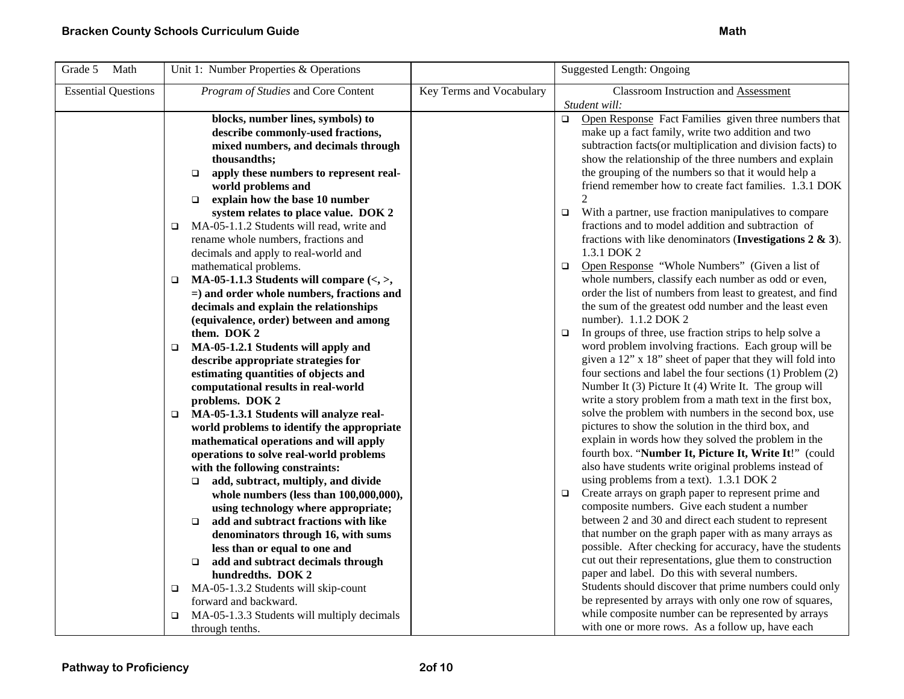| Grade 5 Math | Unit 1: Number Properties & Operations | | Suggested Length: Ongoing |
|---|---|---|---|
| Essential Questions | *Program of Studies* and Core Content | Key Terms and Vocabulary | Classroom Instruction and Assessment<br>*Student will:* |
| | **blocks, number lines, symbols) to describe commonly-used fractions, mixed numbers, and decimals through thousandths;**<br>❑ **apply these numbers to represent real-world problems and**<br>❑ **explain how the base 10 number system relates to place value. DOK 2**<br>❑ MA-05-1.1.2 Students will read, write and rename whole numbers, fractions and decimals and apply to real-world and mathematical problems.<br>❑ **MA-05-1.1.3 Students will compare (<, >, =) and order whole numbers, fractions and decimals and explain the relationships (equivalence, order) between and among them. DOK 2**<br>❑ **MA-05-1.2.1 Students will apply and describe appropriate strategies for estimating quantities of objects and computational results in real-world problems. DOK 2**<br>❑ **MA-05-1.3.1 Students will analyze real-world problems to identify the appropriate mathematical operations and will apply operations to solve real-world problems with the following constraints:**<br>❑ **add, subtract, multiply, and divide whole numbers (less than 100,000,000), using technology where appropriate;**<br>❑ **add and subtract fractions with like denominators through 16, with sums less than or equal to one and**<br>❑ **add and subtract decimals through hundredths. DOK 2**<br>❑ MA-05-1.3.2 Students will skip-count forward and backward.<br>❑ MA-05-1.3.3 Students will multiply decimals through tenths. | | ❑ <u>Open Response</u> Fact Families given three numbers that make up a fact family, write two addition and two subtraction facts(or multiplication and division facts) to show the relationship of the three numbers and explain the grouping of the numbers so that it would help a friend remember how to create fact families. 1.3.1 DOK 2<br>❑ With a partner, use fraction manipulatives to compare fractions and to model addition and subtraction of fractions with like denominators (**Investigations 2 & 3**). 1.3.1 DOK 2<br>❑ <u>Open Response</u> "Whole Numbers" (Given a list of whole numbers, classify each number as odd or even, order the list of numbers from least to greatest, and find the sum of the greatest odd number and the least even number). 1.1.2 DOK 2<br>❑ In groups of three, use fraction strips to help solve a word problem involving fractions. Each group will be given a 12" x 18" sheet of paper that they will fold into four sections and label the four sections (1) Problem (2) Number It (3) Picture It (4) Write It. The group will write a story problem from a math text in the first box, solve the problem with numbers in the second box, use pictures to show the solution in the third box, and explain in words how they solved the problem in the fourth box. "**Number It, Picture It, Write It**!" (could also have students write original problems instead of using problems from a text). 1.3.1 DOK 2<br>❑ Create arrays on graph paper to represent prime and composite numbers. Give each student a number between 2 and 30 and direct each student to represent that number on the graph paper with as many arrays as possible. After checking for accuracy, have the students cut out their representations, glue them to construction paper and label. Do this with several numbers. Students should discover that prime numbers could only be represented by arrays with only one row of squares, while composite number can be represented by arrays with one or more rows. As a follow up, have each |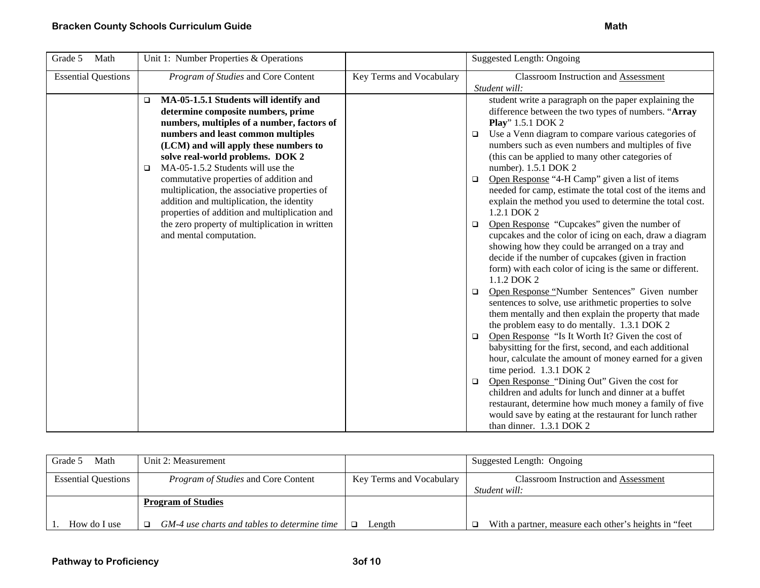| Grade 5 Math | Unit 1: Number Properties & Operations | | Suggested Length: Ongoing |
|---|---|---|---|
| Essential Questions | *Program of Studies* and Core Content | Key Terms and Vocabulary | Classroom Instruction and Assessment *Student will:* |
| | ❑ **MA-05-1.5.1 Students will identify and determine composite numbers, prime numbers, multiples of a number, factors of numbers and least common multiples (LCM) and will apply these numbers to solve real-world problems. DOK 2** ❑ MA-05-1.5.2 Students will use the commutative properties of addition and multiplication, the associative properties of addition and multiplication, the identity properties of addition and multiplication and the zero property of multiplication in written and mental computation. | | student write a paragraph on the paper explaining the difference between the two types of numbers. "**Array Play**" 1.5.1 DOK 2 ❑ Use a Venn diagram to compare various categories of numbers such as even numbers and multiples of five (this can be applied to many other categories of number). 1.5.1 DOK 2 ❑ Open Response "4-H Camp" given a list of items needed for camp, estimate the total cost of the items and explain the method you used to determine the total cost. 1.2.1 DOK 2 ❑ Open Response "Cupcakes" given the number of cupcakes and the color of icing on each, draw a diagram showing how they could be arranged on a tray and decide if the number of cupcakes (given in fraction form) with each color of icing is the same or different. 1.1.2 DOK 2 ❑ Open Response "Number Sentences" Given number sentences to solve, use arithmetic properties to solve them mentally and then explain the property that made the problem easy to do mentally. 1.3.1 DOK 2 ❑ Open Response "Is It Worth It? Given the cost of babysitting for the first, second, and each additional hour, calculate the amount of money earned for a given time period. 1.3.1 DOK 2 ❑ Open Response "Dining Out" Given the cost for children and adults for lunch and dinner at a buffet restaurant, determine how much money a family of five would save by eating at the restaurant for lunch rather than dinner. 1.3.1 DOK 2 |

| Grade 5 Math | Unit 2: Measurement | | Suggested Length: Ongoing |
|---|---|---|---|
| Essential Questions | *Program of Studies* and Core Content | Key Terms and Vocabulary | Classroom Instruction and Assessment *Student will:* |
| 1. How do I use | **Program of Studies** ❑ *GM-4 use charts and tables to determine time* | ❑ Length | ❑ With a partner, measure each other's heights in "feet |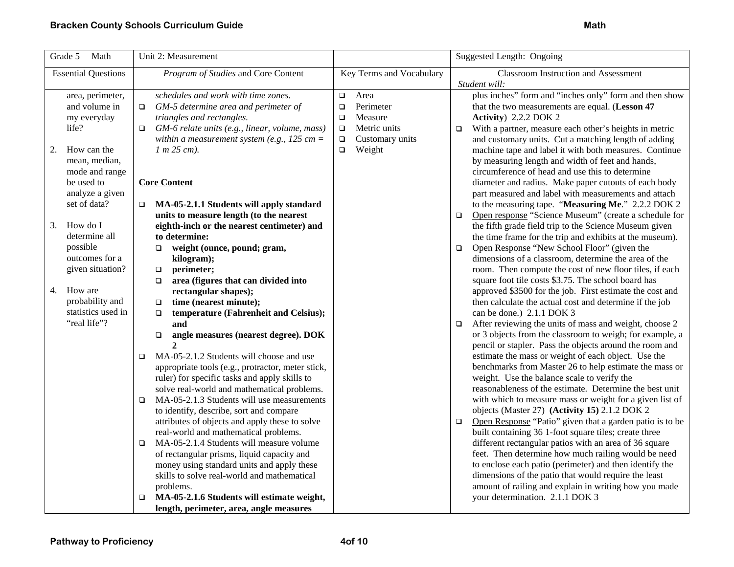| Grade 5 Math | Unit 2: Measurement | | Suggested Length: Ongoing |
|---|---|---|---|
| Essential Questions | *Program of Studies* and Core Content | Key Terms and Vocabulary | Classroom Instruction and Assessment<br>*Student will:* |
| area, perimeter, and volume in my everyday life?<br><br>2. How can the mean, median, mode and range be used to analyze a given set of data?<br><br>3. How do I determine all possible outcomes for a given situation?<br><br>4. How are probability and statistics used in "real life"? | *schedules and work with time zones.*<br>❑ *GM-5 determine area and perimeter of triangles and rectangles.*<br>❑ *GM-6 relate units (e.g., linear, volume, mass) within a measurement system (e.g., 125 cm = 1 m 25 cm).*<br><br>**Core Content**<br><br>❑ **MA-05-2.1.1 Students will apply standard units to measure length (to the nearest eighth-inch or the nearest centimeter) and to determine:**<br>❑ **weight (ounce, pound; gram, kilogram);**<br>❑ **perimeter;**<br>❑ **area (figures that can divided into rectangular shapes);**<br>❑ **time (nearest minute);**<br>❑ **temperature (Fahrenheit and Celsius); and**<br>❑ **angle measures (nearest degree). DOK 2**<br>❑ MA-05-2.1.2 Students will choose and use appropriate tools (e.g., protractor, meter stick, ruler) for specific tasks and apply skills to solve real-world and mathematical problems.<br>❑ MA-05-2.1.3 Students will use measurements to identify, describe, sort and compare attributes of objects and apply these to solve real-world and mathematical problems.<br>❑ MA-05-2.1.4 Students will measure volume of rectangular prisms, liquid capacity and money using standard units and apply these skills to solve real-world and mathematical problems.<br>❑ **MA-05-2.1.6 Students will estimate weight, length, perimeter, area, angle measures** | ❑ Area<br>❑ Perimeter<br>❑ Measure<br>❑ Metric units<br>❑ Customary units<br>❑ Weight | plus inches" form and "inches only" form and then show that the two measurements are equal. (**Lesson 47 Activity**) 2.2.2 DOK 2<br>❑ With a partner, measure each other's heights in metric and customary units. Cut a matching length of adding machine tape and label it with both measures. Continue by measuring length and width of feet and hands, circumference of head and use this to determine diameter and radius. Make paper cutouts of each body part measured and label with measurements and attach to the measuring tape. "**Measuring Me**." 2.2.2 DOK 2<br>❑ Open response "Science Museum" (create a schedule for the fifth grade field trip to the Science Museum given the time frame for the trip and exhibits at the museum).<br>❑ Open Response "New School Floor" (given the dimensions of a classroom, determine the area of the room. Then compute the cost of new floor tiles, if each square foot tile costs $3.75. The school board has approved $3500 for the job. First estimate the cost and then calculate the actual cost and determine if the job can be done.) 2.1.1 DOK 3<br>❑ After reviewing the units of mass and weight, choose 2 or 3 objects from the classroom to weigh; for example, a pencil or stapler. Pass the objects around the room and estimate the mass or weight of each object. Use the benchmarks from Master 26 to help estimate the mass or weight. Use the balance scale to verify the reasonableness of the estimate. Determine the best unit with which to measure mass or weight for a given list of objects (Master 27) **(Activity 15)** 2.1.2 DOK 2<br>❑ Open Response "Patio" given that a garden patio is to be built containing 36 1-foot square tiles; create three different rectangular patios with an area of 36 square feet. Then determine how much railing would be need to enclose each patio (perimeter) and then identify the dimensions of the patio that would require the least amount of railing and explain in writing how you made your determination. 2.1.1 DOK 3 |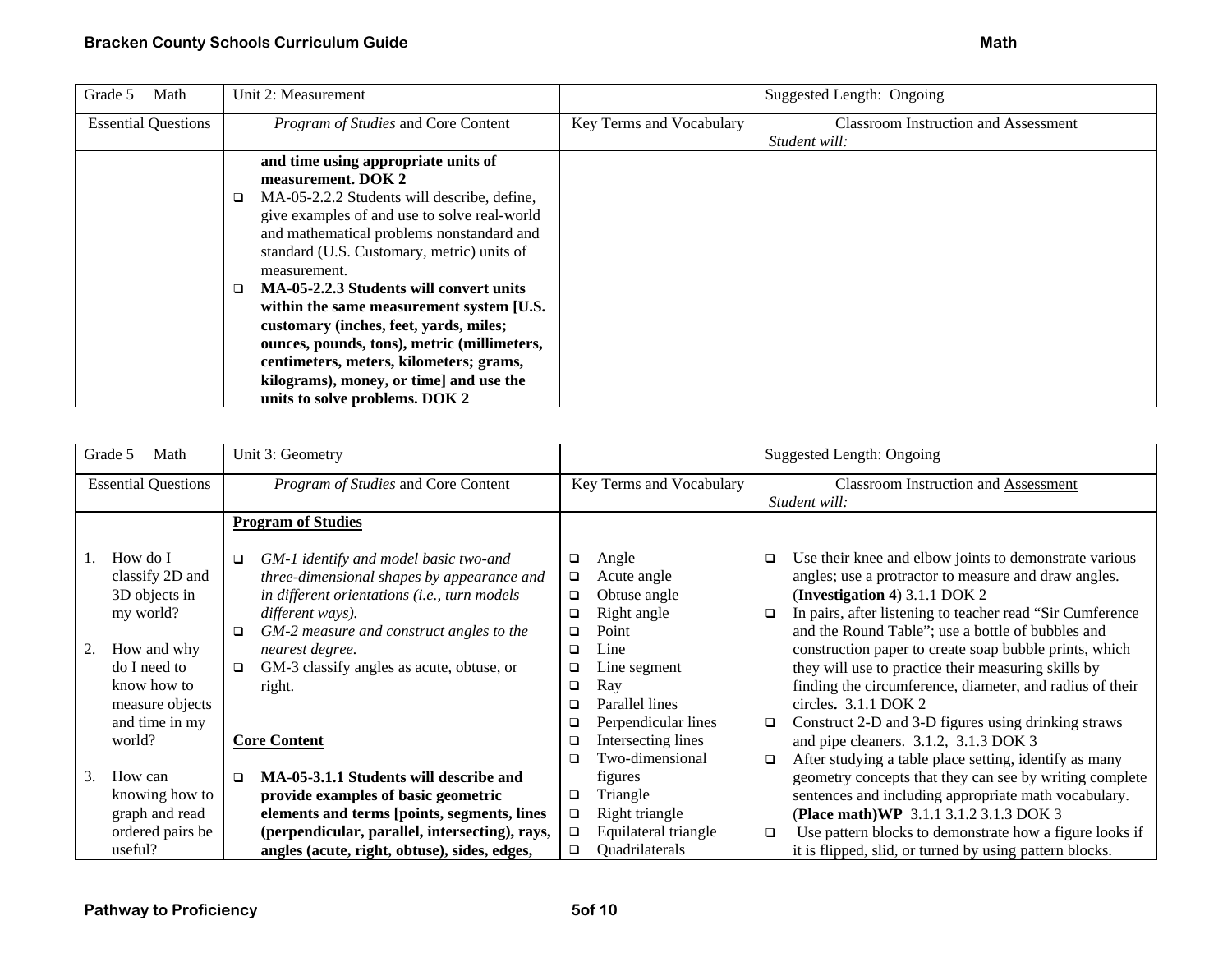| Grade 5 Math | Unit 2: Measurement | | Suggested Length: Ongoing |
|---|---|---|---|
| Essential Questions | *Program of Studies* and Core Content | Key Terms and Vocabulary | Classroom Instruction and Assessment *Student will:* |
| | **and time using appropriate units of measurement. DOK 2**<br>❑ MA-05-2.2.2 Students will describe, define, give examples of and use to solve real-world and mathematical problems nonstandard and standard (U.S. Customary, metric) units of measurement.<br>❑ **MA-05-2.2.3 Students will convert units within the same measurement system [U.S. customary (inches, feet, yards, miles; ounces, pounds, tons), metric (millimeters, centimeters, meters, kilometers; grams, kilograms), money, or time] and use the units to solve problems. DOK 2** | | |

| Grade 5 Math | Unit 3: Geometry | | Suggested Length: Ongoing |
|---|---|---|---|
| Essential Questions | *Program of Studies* and Core Content | Key Terms and Vocabulary | Classroom Instruction and Assessment *Student will:* |
| 1. How do I classify 2D and 3D objects in my world?<br>2. How and why do I need to know how to measure objects and time in my world?<br>3. How can knowing how to graph and read ordered pairs be useful? | **Program of Studies**<br>❑ *GM-1 identify and model basic two-and three-dimensional shapes by appearance and in different orientations (i.e., turn models different ways).*<br>❑ *GM-2 measure and construct angles to the nearest degree.*<br>❑ GM-3 classify angles as acute, obtuse, or right.<br>**Core Content**<br>❑ **MA-05-3.1.1 Students will describe and provide examples of basic geometric elements and terms [points, segments, lines (perpendicular, parallel, intersecting), rays, angles (acute, right, obtuse), sides, edges,** | ❑ Angle<br>❑ Acute angle<br>❑ Obtuse angle<br>❑ Right angle<br>❑ Point<br>❑ Line<br>❑ Line segment<br>❑ Ray<br>❑ Parallel lines<br>❑ Perpendicular lines<br>❑ Intersecting lines<br>❑ Two-dimensional figures<br>❑ Triangle<br>❑ Right triangle<br>❑ Equilateral triangle<br>❑ Quadrilaterals | ❑ Use their knee and elbow joints to demonstrate various angles; use a protractor to measure and draw angles. (**Investigation 4**) 3.1.1 DOK 2<br>❑ In pairs, after listening to teacher read "Sir Cumference and the Round Table"; use a bottle of bubbles and construction paper to create soap bubble prints, which they will use to practice their measuring skills by finding the circumference, diameter, and radius of their circles**.** 3.1.1 DOK 2<br>❑ Construct 2-D and 3-D figures using drinking straws and pipe cleaners. 3.1.2, 3.1.3 DOK 3<br>❑ After studying a table place setting, identify as many geometry concepts that they can see by writing complete sentences and including appropriate math vocabulary. (**Place math)WP** 3.1.1 3.1.2 3.1.3 DOK 3<br>❑ Use pattern blocks to demonstrate how a figure looks if it is flipped, slid, or turned by using pattern blocks. |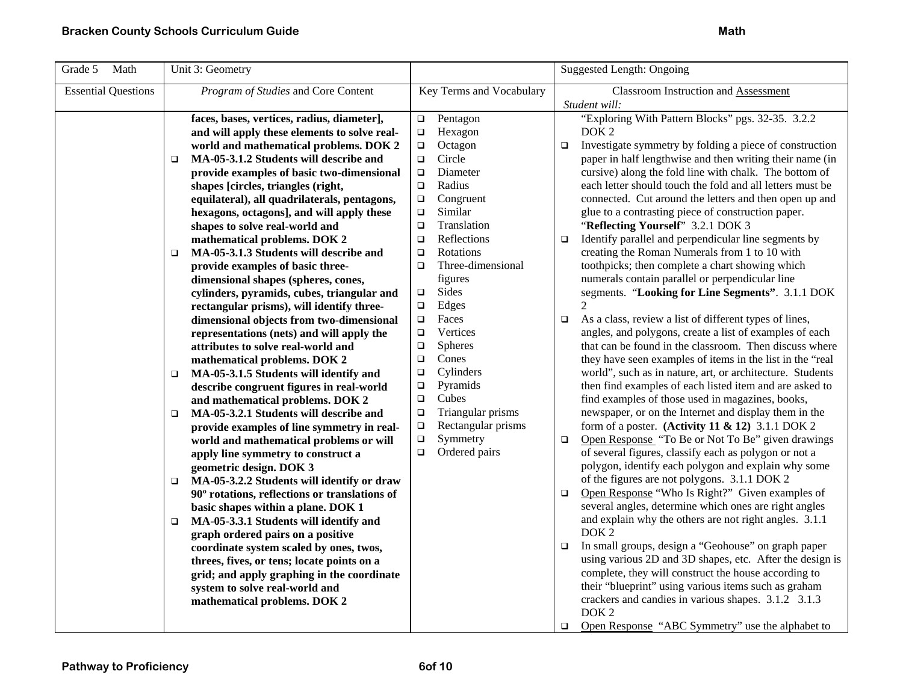| Grade 5 Math | Unit 3: Geometry | | Suggested Length: Ongoing |
|---|---|---|---|
| Essential Questions | *Program of Studies* and Core Content | Key Terms and Vocabulary | Classroom Instruction and Assessment<br>*Student will:* |
| | **faces, bases, vertices, radius, diameter], and will apply these elements to solve real-world and mathematical problems. DOK 2**<br>❑ **MA-05-3.1.2 Students will describe and provide examples of basic two-dimensional shapes [circles, triangles (right, equilateral), all quadrilaterals, pentagons, hexagons, octagons], and will apply these shapes to solve real-world and mathematical problems. DOK 2**<br>❑ **MA-05-3.1.3 Students will describe and provide examples of basic three-dimensional shapes (spheres, cones, cylinders, pyramids, cubes, triangular and rectangular prisms), will identify three-dimensional objects from two-dimensional representations (nets) and will apply the attributes to solve real-world and mathematical problems. DOK 2**<br>❑ **MA-05-3.1.5 Students will identify and describe congruent figures in real-world and mathematical problems. DOK 2**<br>❑ **MA-05-3.2.1 Students will describe and provide examples of line symmetry in real-world and mathematical problems or will apply line symmetry to construct a geometric design. DOK 3**<br>❑ **MA-05-3.2.2 Students will identify or draw 90º rotations, reflections or translations of basic shapes within a plane. DOK 1**<br>❑ **MA-05-3.3.1 Students will identify and graph ordered pairs on a positive coordinate system scaled by ones, twos, threes, fives, or tens; locate points on a grid; and apply graphing in the coordinate system to solve real-world and mathematical problems. DOK 2** | ❑ Pentagon<br>❑ Hexagon<br>❑ Octagon<br>❑ Circle<br>❑ Diameter<br>❑ Radius<br>❑ Congruent<br>❑ Similar<br>❑ Translation<br>❑ Reflections<br>❑ Rotations<br>❑ Three-dimensional figures<br>❑ Sides<br>❑ Edges<br>❑ Faces<br>❑ Vertices<br>❑ Spheres<br>❑ Cones<br>❑ Cylinders<br>❑ Pyramids<br>❑ Cubes<br>❑ Triangular prisms<br>❑ Rectangular prisms<br>❑ Symmetry<br>❑ Ordered pairs | "Exploring With Pattern Blocks" pgs. 32-35. 3.2.2 DOK 2<br>❑ Investigate symmetry by folding a piece of construction paper in half lengthwise and then writing their name (in cursive) along the fold line with chalk. The bottom of each letter should touch the fold and all letters must be connected. Cut around the letters and then open up and glue to a contrasting piece of construction paper. "**Reflecting Yourself**" 3.2.1 DOK 3<br>❑ Identify parallel and perpendicular line segments by creating the Roman Numerals from 1 to 10 with toothpicks; then complete a chart showing which numerals contain parallel or perpendicular line segments. "**Looking for Line Segments**". 3.1.1 DOK 2<br>❑ As a class, review a list of different types of lines, angles, and polygons, create a list of examples of each that can be found in the classroom. Then discuss where they have seen examples of items in the list in the "real world", such as in nature, art, or architecture. Students then find examples of each listed item and are asked to find examples of those used in magazines, books, newspaper, or on the Internet and display them in the form of a poster. **(Activity 11 & 12)** 3.1.1 DOK 2<br>❑ <u>Open Response</u> "To Be or Not To Be" given drawings of several figures, classify each as polygon or not a polygon, identify each polygon and explain why some of the figures are not polygons. 3.1.1 DOK 2<br>❑ <u>Open Response</u> "Who Is Right?" Given examples of several angles, determine which ones are right angles and explain why the others are not right angles. 3.1.1 DOK 2<br>❑ In small groups, design a "Geohouse" on graph paper using various 2D and 3D shapes, etc. After the design is complete, they will construct the house according to their "blueprint" using various items such as graham crackers and candies in various shapes. 3.1.2 3.1.3 DOK 2<br>❑ <u>Open Response</u> "ABC Symmetry" use the alphabet to |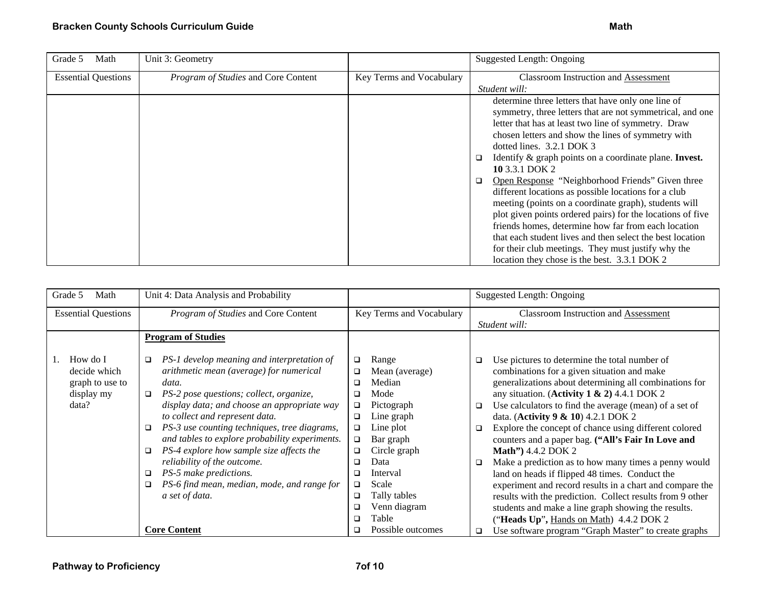| Grade 5 Math | Unit 3: Geometry | | Suggested Length: Ongoing |
|---|---|---|---|
| Essential Questions | *Program of Studies* and Core Content | Key Terms and Vocabulary | Classroom Instruction and Assessment<br>*Student will:* |
| | | | determine three letters that have only one line of symmetry, three letters that are not symmetrical, and one letter that has at least two line of symmetry. Draw chosen letters and show the lines of symmetry with dotted lines. 3.2.1 DOK 3<br>❑ Identify & graph points on a coordinate plane. **Invest. 10** 3.3.1 DOK 2<br>❑ Open Response "Neighborhood Friends" Given three different locations as possible locations for a club meeting (points on a coordinate graph), students will plot given points ordered pairs) for the locations of five friends homes, determine how far from each location that each student lives and then select the best location for their club meetings. They must justify why the location they chose is the best. 3.3.1 DOK 2 |

| Grade 5 Math | Unit 4: Data Analysis and Probability | | Suggested Length: Ongoing |
|---|---|---|---|
| Essential Questions | *Program of Studies* and Core Content | Key Terms and Vocabulary | Classroom Instruction and Assessment<br>*Student will:* |
| 1. How do I decide which graph to use to display my data? | **Program of Studies**<br>❑ *PS-1 develop meaning and interpretation of arithmetic mean (average) for numerical data.*<br>❑ *PS-2 pose questions; collect, organize, display data; and choose an appropriate way to collect and represent data.*<br>❑ *PS-3 use counting techniques, tree diagrams, and tables to explore probability experiments.*<br>❑ *PS-4 explore how sample size affects the reliability of the outcome.*<br>❑ *PS-5 make predictions.*<br>❑ *PS-6 find mean, median, mode, and range for a set of data.*<br><br>**Core Content** | ❑ Range<br>❑ Mean (average)<br>❑ Median<br>❑ Mode<br>❑ Pictograph<br>❑ Line graph<br>❑ Line plot<br>❑ Bar graph<br>❑ Circle graph<br>❑ Data<br>❑ Interval<br>❑ Scale<br>❑ Tally tables<br>❑ Venn diagram<br>❑ Table<br>❑ Possible outcomes | ❑ Use pictures to determine the total number of combinations for a given situation and make generalizations about determining all combinations for any situation. (**Activity 1 & 2)** 4.4.1 DOK 2<br>❑ Use calculators to find the average (mean) of a set of data. (**Activity 9 & 10**) 4.2.1 DOK 2<br>❑ Explore the concept of chance using different colored counters and a paper bag. **("All's Fair In Love and Math")** 4.4.2 DOK 2<br>❑ Make a prediction as to how many times a penny would land on heads if flipped 48 times. Conduct the experiment and record results in a chart and compare the results with the prediction. Collect results from 9 other students and make a line graph showing the results. ("**Heads Up**", Hands on Math) 4.4.2 DOK 2<br>❑ Use software program "Graph Master" to create graphs |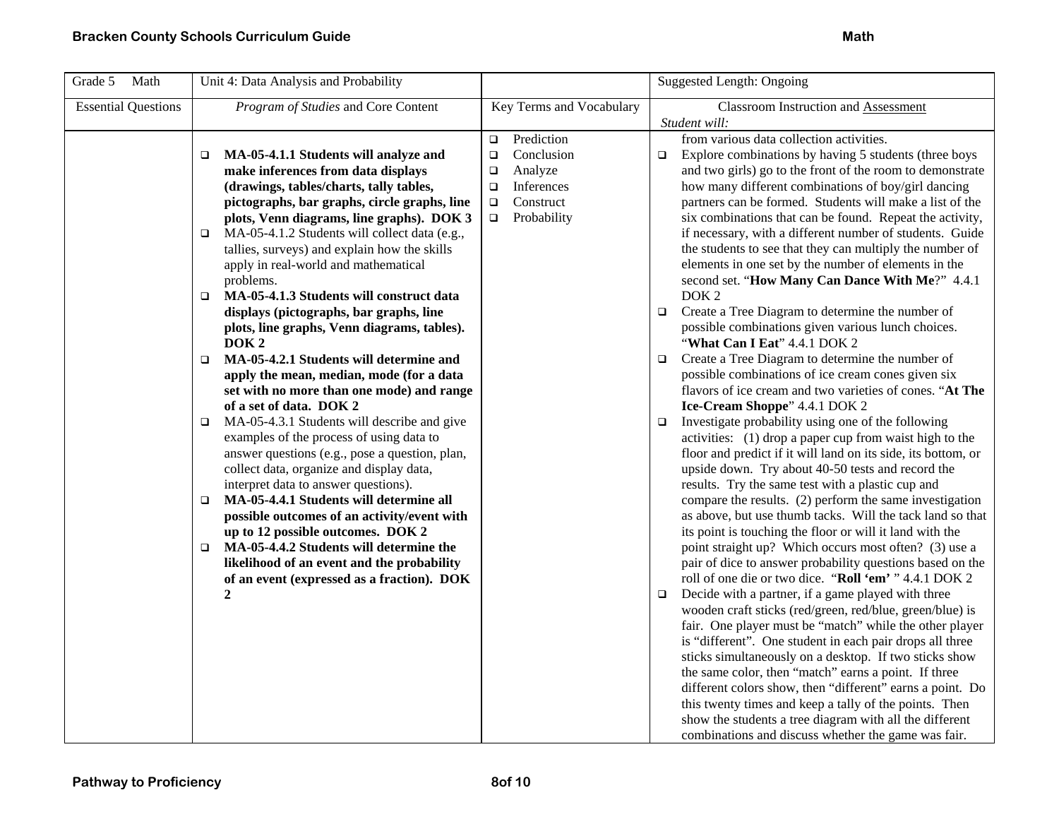| Grade 5 Math | Unit 4: Data Analysis and Probability | | Suggested Length: Ongoing |
|---|---|---|---|
| Essential Questions | *Program of Studies* and Core Content | Key Terms and Vocabulary | Classroom Instruction and Assessment<br>*Student will:* |
| | ❑ **MA-05-4.1.1 Students will analyze and make inferences from data displays (drawings, tables/charts, tally tables, pictographs, bar graphs, circle graphs, line plots, Venn diagrams, line graphs). DOK 3**<br>❑ MA-05-4.1.2 Students will collect data (e.g., tallies, surveys) and explain how the skills apply in real-world and mathematical problems.<br>❑ **MA-05-4.1.3 Students will construct data displays (pictographs, bar graphs, line plots, line graphs, Venn diagrams, tables). DOK 2**<br>❑ **MA-05-4.2.1 Students will determine and apply the mean, median, mode (for a data set with no more than one mode) and range of a set of data. DOK 2**<br>❑ MA-05-4.3.1 Students will describe and give examples of the process of using data to answer questions (e.g., pose a question, plan, collect data, organize and display data, interpret data to answer questions).<br>❑ **MA-05-4.4.1 Students will determine all possible outcomes of an activity/event with up to 12 possible outcomes. DOK 2**<br>❑ **MA-05-4.4.2 Students will determine the likelihood of an event and the probability of an event (expressed as a fraction). DOK 2** | ❑ Prediction<br>❑ Conclusion<br>❑ Analyze<br>❑ Inferences<br>❑ Construct<br>❑ Probability | from various data collection activities.<br>❑ Explore combinations by having 5 students (three boys and two girls) go to the front of the room to demonstrate how many different combinations of boy/girl dancing partners can be formed. Students will make a list of the six combinations that can be found. Repeat the activity, if necessary, with a different number of students. Guide the students to see that they can multiply the number of elements in one set by the number of elements in the second set. "**How Many Can Dance With Me**?" 4.4.1 DOK 2<br>❑ Create a Tree Diagram to determine the number of possible combinations given various lunch choices. "**What Can I Eat**" 4.4.1 DOK 2<br>❑ Create a Tree Diagram to determine the number of possible combinations of ice cream cones given six flavors of ice cream and two varieties of cones. "**At The Ice-Cream Shoppe**" 4.4.1 DOK 2<br>❑ Investigate probability using one of the following activities: (1) drop a paper cup from waist high to the floor and predict if it will land on its side, its bottom, or upside down. Try about 40-50 tests and record the results. Try the same test with a plastic cup and compare the results. (2) perform the same investigation as above, but use thumb tacks. Will the tack land so that its point is touching the floor or will it land with the point straight up? Which occurs most often? (3) use a pair of dice to answer probability questions based on the roll of one die or two dice. "**Roll 'em'** " 4.4.1 DOK 2<br>❑ Decide with a partner, if a game played with three wooden craft sticks (red/green, red/blue, green/blue) is fair. One player must be "match" while the other player is "different". One student in each pair drops all three sticks simultaneously on a desktop. If two sticks show the same color, then "match" earns a point. If three different colors show, then "different" earns a point. Do this twenty times and keep a tally of the points. Then show the students a tree diagram with all the different combinations and discuss whether the game was fair. |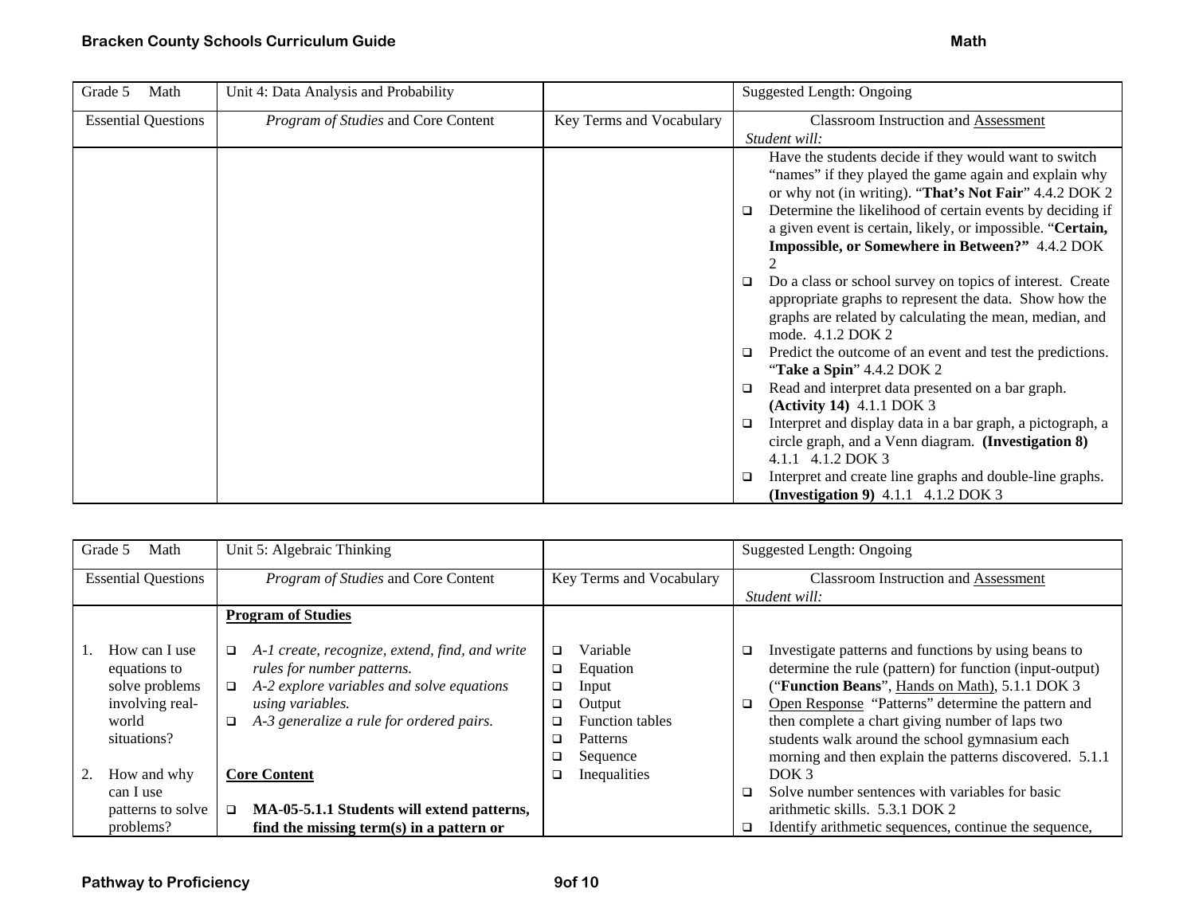| Grade 5 Math | Unit 4: Data Analysis and Probability | | Suggested Length: Ongoing |
|---|---|---|---|
| Essential Questions | *Program of Studies* and Core Content | Key Terms and Vocabulary | Classroom Instruction and Assessment<br>*Student will:* |
| | | | Have the students decide if they would want to switch "names" if they played the game again and explain why or why not (in writing). "**That's Not Fair**" 4.4.2 DOK 2<br>❑ Determine the likelihood of certain events by deciding if a given event is certain, likely, or impossible. "**Certain, Impossible, or Somewhere in Between?**" 4.4.2 DOK 2<br>❑ Do a class or school survey on topics of interest. Create appropriate graphs to represent the data. Show how the graphs are related by calculating the mean, median, and mode. 4.1.2 DOK 2<br>❑ Predict the outcome of an event and test the predictions. "**Take a Spin**" 4.4.2 DOK 2<br>❑ Read and interpret data presented on a bar graph. **(Activity 14)** 4.1.1 DOK 3<br>❑ Interpret and display data in a bar graph, a pictograph, a circle graph, and a Venn diagram. **(Investigation 8)** 4.1.1 4.1.2 DOK 3<br>❑ Interpret and create line graphs and double-line graphs. **(Investigation 9)** 4.1.1 4.1.2 DOK 3 |

| Grade 5 Math | Unit 5: Algebraic Thinking | | Suggested Length: Ongoing |
|---|---|---|---|
| Essential Questions | *Program of Studies* and Core Content | Key Terms and Vocabulary | Classroom Instruction and Assessment<br>*Student will:* |
| 1. How can I use equations to solve problems involving real-world situations?<br><br>2. How and why can I use patterns to solve problems? | **Program of Studies**<br><br>❑ *A-1 create, recognize, extend, find, and write rules for number patterns.*<br>❑ *A-2 explore variables and solve equations using variables.*<br>❑ *A-3 generalize a rule for ordered pairs.*<br><br>**Core Content**<br><br>❑ **MA-05-5.1.1 Students will extend patterns, find the missing term(s) in a pattern or** | ❑ Variable<br>❑ Equation<br>❑ Input<br>❑ Output<br>❑ Function tables<br>❑ Patterns<br>❑ Sequence<br>❑ Inequalities | ❑ Investigate patterns and functions by using beans to determine the rule (pattern) for function (input-output) ("**Function Beans**", Hands on Math), 5.1.1 DOK 3<br>❑ Open Response "Patterns" determine the pattern and then complete a chart giving number of laps two students walk around the school gymnasium each morning and then explain the patterns discovered. 5.1.1 DOK 3<br>❑ Solve number sentences with variables for basic arithmetic skills. 5.3.1 DOK 2<br>❑ Identify arithmetic sequences, continue the sequence, |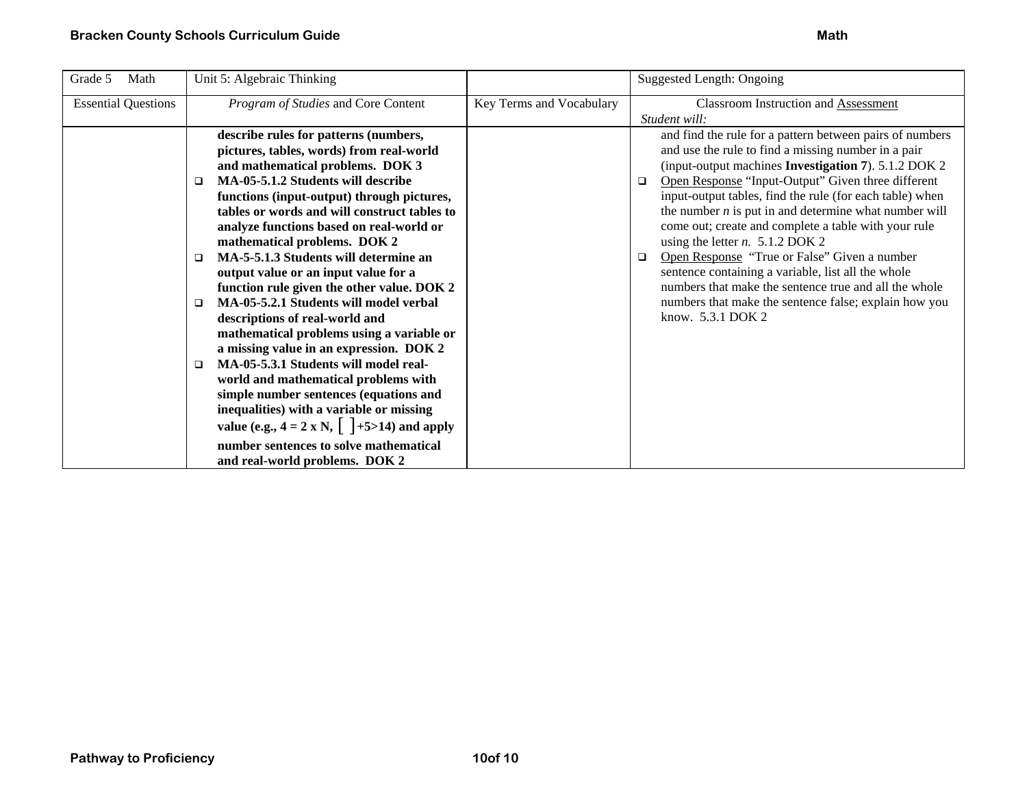| Grade 5 Math | Unit 5: Algebraic Thinking | | Suggested Length: Ongoing |
|---|---|---|---|
| Essential Questions | *Program of Studies* and Core Content | Key Terms and Vocabulary | Classroom Instruction and Assessment<br>*Student will:* |
| | **describe rules for patterns (numbers, pictures, tables, words) from real-world and mathematical problems. DOK 3**<br>❑ **MA-05-5.1.2 Students will describe functions (input-output) through pictures, tables or words and will construct tables to analyze functions based on real-world or mathematical problems. DOK 2**<br>❑ **MA-5-5.1.3 Students will determine an output value or an input value for a function rule given the other value. DOK 2**<br>❑ **MA-05-5.2.1 Students will model verbal descriptions of real-world and mathematical problems using a variable or a missing value in an expression. DOK 2**<br>❑ **MA-05-5.3.1 Students will model real-world and mathematical problems with simple number sentences (equations and inequalities) with a variable or missing value (e.g., 4 = 2 x N, [ ]+5>14) and apply number sentences to solve mathematical and real-world problems. DOK 2** | | and find the rule for a pattern between pairs of numbers and use the rule to find a missing number in a pair (input-output machines **Investigation 7**). 5.1.2 DOK 2<br>❑ Open Response "Input-Output" Given three different input-output tables, find the rule (for each table) when the number *n* is put in and determine what number will come out; create and complete a table with your rule using the letter *n*. 5.1.2 DOK 2<br>❑ Open Response "True or False" Given a number sentence containing a variable, list all the whole numbers that make the sentence true and all the whole numbers that make the sentence false; explain how you know. 5.3.1 DOK 2 |